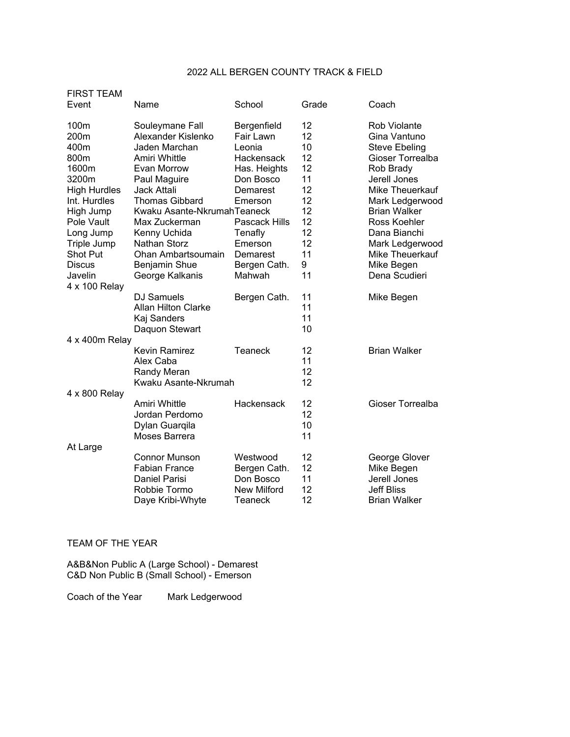# 2022 ALL BERGEN COUNTY TRACK & FIELD

## FIRST TEAM

| Event | Name | School | Grade | Coach |
|---|---|---|---|---|
| 100m | Souleymane Fall | Bergenfield | 12 | Rob Violante |
| 200m | Alexander Kislenko | Fair Lawn | 12 | Gina Vantuno |
| 400m | Jaden Marchan | Leonia | 10 | Steve Ebeling |
| 800m | Amiri Whittle | Hackensack | 12 | Gioser Torrealba |
| 1600m | Evan Morrow | Has. Heights | 12 | Rob Brady |
| 3200m | Paul Maguire | Don Bosco | 11 | Jerell Jones |
| High Hurdles | Jack Attali | Demarest | 12 | Mike Theuerkauf |
| Int. Hurdles | Thomas Gibbard | Emerson | 12 | Mark Ledgerwood |
| High Jump | Kwaku Asante-Nkrumah | Teaneck | 12 | Brian Walker |
| Pole Vault | Max Zuckerman | Pascack Hills | 12 | Ross Koehler |
| Long Jump | Kenny Uchida | Tenafly | 12 | Dana Bianchi |
| Triple Jump | Nathan Storz | Emerson | 12 | Mark Ledgerwood |
| Shot Put | Ohan Ambartsoumain | Demarest | 11 | Mike Theuerkauf |
| Discus | Benjamin Shue | Bergen Cath. | 9 | Mike Begen |
| Javelin | George Kalkanis | Mahwah | 11 | Dena Scudieri |
| 4 x 100 Relay | | | | |
| | DJ Samuels | Bergen Cath. | 11 | Mike Begen |
| | Allan Hilton Clarke | | 11 | |
| | Kaj Sanders | | 11 | |
| | Daquon Stewart | | 10 | |
| 4 x 400m Relay | | | | |
| | Kevin Ramirez | Teaneck | 12 | Brian Walker |
| | Alex Caba | | 11 | |
| | Randy Meran | | 12 | |
| | Kwaku Asante-Nkrumah | | 12 | |
| 4 x 800 Relay | | | | |
| | Amiri Whittle | Hackensack | 12 | Gioser Torrealba |
| | Jordan Perdomo | | 12 | |
| | Dylan Guarqila | | 10 | |
| | Moses Barrera | | 11 | |
| At Large | | | | |
| | Connor Munson | Westwood | 12 | George Glover |
| | Fabian France | Bergen Cath. | 12 | Mike Begen |
| | Daniel Parisi | Don Bosco | 11 | Jerell Jones |
| | Robbie Tormo | New Milford | 12 | Jeff Bliss |
| | Daye Kribi-Whyte | Teaneck | 12 | Brian Walker |

## TEAM OF THE YEAR

A&B&Non Public A (Large School) - Demarest
C&D Non Public B (Small School) - Emerson

Coach of the Year Mark Ledgerwood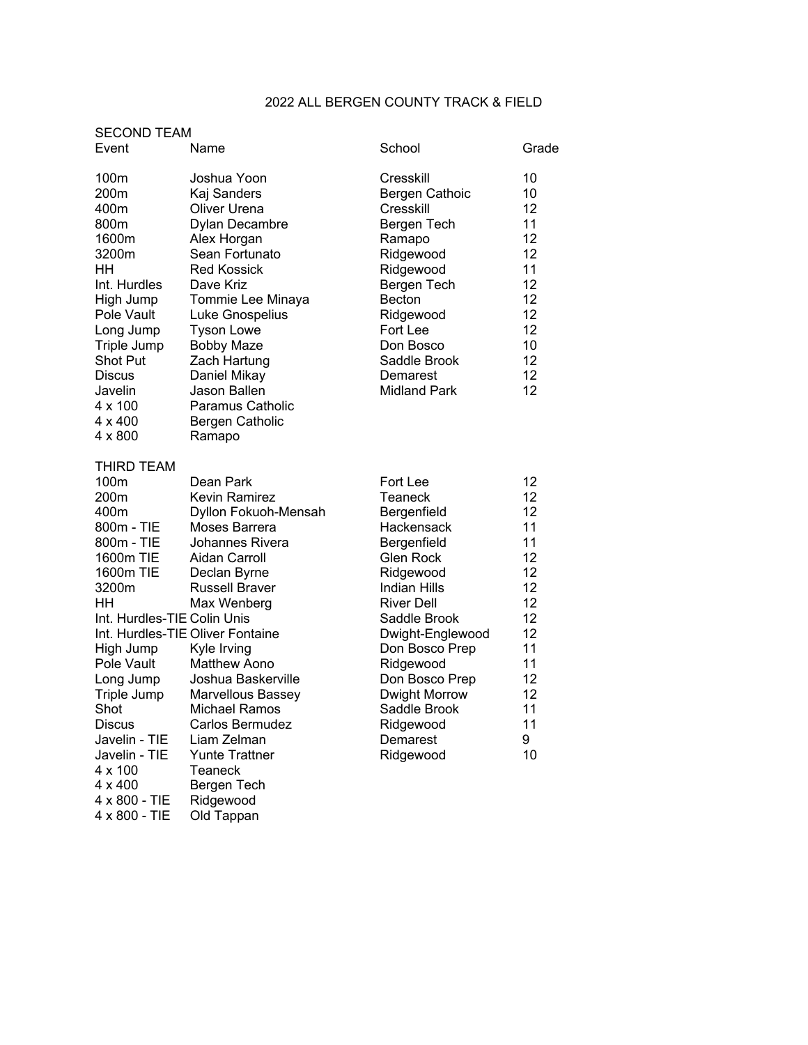# 2022 ALL BERGEN COUNTY TRACK & FIELD

## SECOND TEAM

| Event | Name | School | Grade |
|---|---|---|---|
| 100m | Joshua Yoon | Cresskill | 10 |
| 200m | Kaj Sanders | Bergen Cathoic | 10 |
| 400m | Oliver Urena | Cresskill | 12 |
| 800m | Dylan Decambre | Bergen Tech | 11 |
| 1600m | Alex Horgan | Ramapo | 12 |
| 3200m | Sean Fortunato | Ridgewood | 12 |
| HH | Red Kossick | Ridgewood | 11 |
| Int. Hurdles | Dave Kriz | Bergen Tech | 12 |
| High Jump | Tommie Lee Minaya | Becton | 12 |
| Pole Vault | Luke Gnospelius | Ridgewood | 12 |
| Long Jump | Tyson Lowe | Fort Lee | 12 |
| Triple Jump | Bobby Maze | Don Bosco | 10 |
| Shot Put | Zach Hartung | Saddle Brook | 12 |
| Discus | Daniel Mikay | Demarest | 12 |
| Javelin | Jason Ballen | Midland Park | 12 |
| 4 x 100 | Paramus Catholic | | |
| 4 x 400 | Bergen Catholic | | |
| 4 x 800 | Ramapo | | |

## THIRD TEAM

| Event | Name | School | Grade |
|---|---|---|---|
| 100m | Dean Park | Fort Lee | 12 |
| 200m | Kevin Ramirez | Teaneck | 12 |
| 400m | Dyllon Fokuoh-Mensah | Bergenfield | 12 |
| 800m - TIE | Moses Barrera | Hackensack | 11 |
| 800m - TIE | Johannes Rivera | Bergenfield | 11 |
| 1600m TIE | Aidan Carroll | Glen Rock | 12 |
| 1600m TIE | Declan Byrne | Ridgewood | 12 |
| 3200m | Russell Braver | Indian Hills | 12 |
| HH | Max Wenberg | River Dell | 12 |
| Int. Hurdles-TIE | Colin Unis | Saddle Brook | 12 |
| Int. Hurdles-TIE | Oliver Fontaine | Dwight-Englewood | 12 |
| High Jump | Kyle Irving | Don Bosco Prep | 11 |
| Pole Vault | Matthew Aono | Ridgewood | 11 |
| Long Jump | Joshua Baskerville | Don Bosco Prep | 12 |
| Triple Jump | Marvellous Bassey | Dwight Morrow | 12 |
| Shot | Michael Ramos | Saddle Brook | 11 |
| Discus | Carlos Bermudez | Ridgewood | 11 |
| Javelin - TIE | Liam Zelman | Demarest | 9 |
| Javelin - TIE | Yunte Trattner | Ridgewood | 10 |
| 4 x 100 | Teaneck | | |
| 4 x 400 | Bergen Tech | | |
| 4 x 800 - TIE | Ridgewood | | |
| 4 x 800 - TIE | Old Tappan | | |